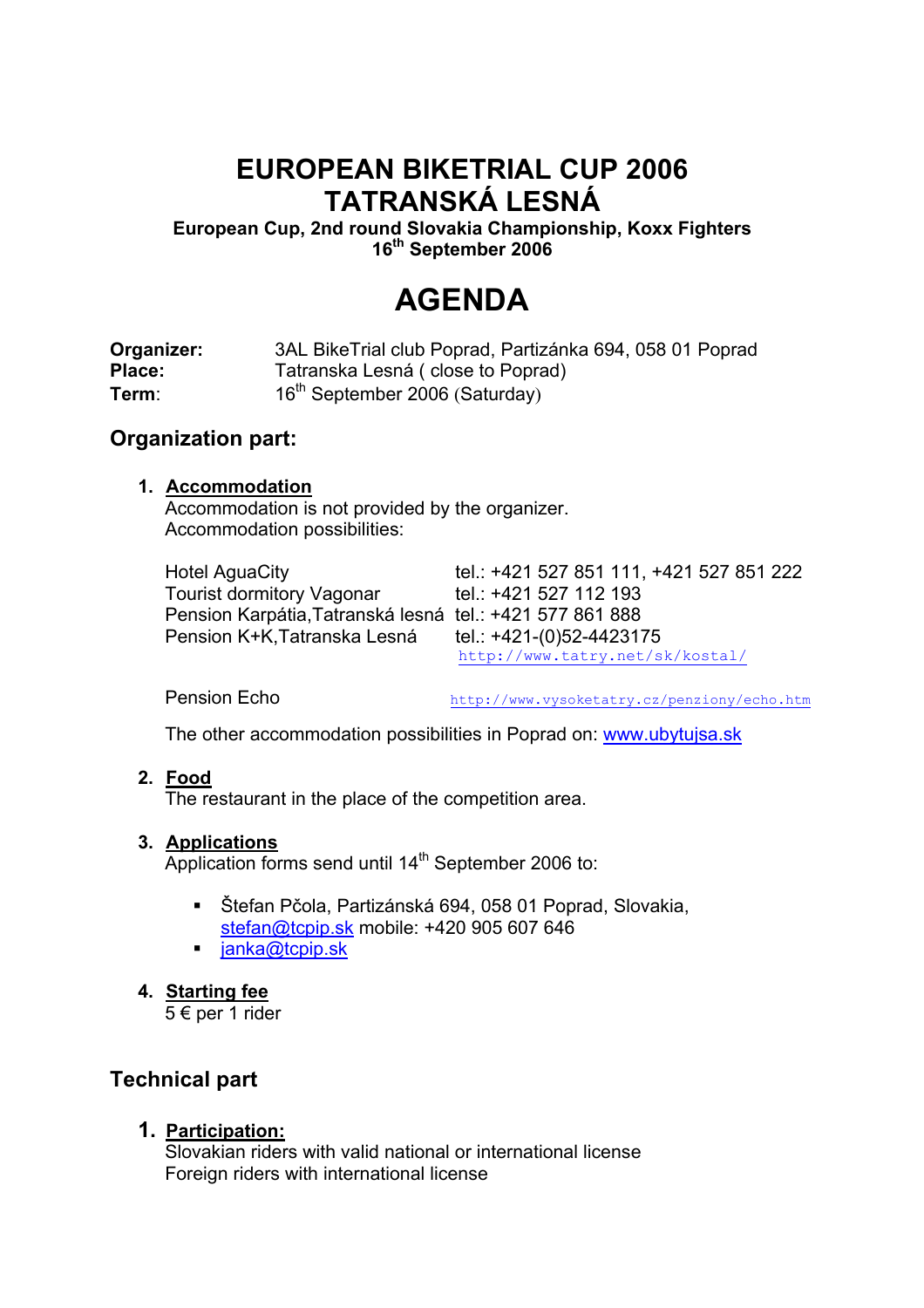# EUROPEAN BIKETRIAL CUP 2006
# TATRANSKÁ LESNÁ

**European Cup, 2nd round Slovakia Championship, Koxx Fighters**
**16th September 2006**

# AGENDA

**Organizer:** 3AL BikeTrial club Poprad, Partizánka 694, 058 01 Poprad
**Place:** Tatranska Lesná ( close to Poprad)
**Term**: 16th September 2006 (Saturday)

## Organization part:

1. **Accommodation**
   Accommodation is not provided by the organizer.
   Accommodation possibilities:

   | | |
   |---|---|
   | Hotel AguaCity | tel.: +421 527 851 111, +421 527 851 222 |
   | Tourist dormitory Vagonar | tel.: +421 527 112 193 |
   | Pension Karpátia,Tatranská lesná | tel.: +421 577 861 888 |
   | Pension K+K,Tatranska Lesná | tel.: +421-(0)52-4423175<br>http://www.tatry.net/sk/kostal/ |
   | Pension Echo | http://www.vysoketatry.cz/penziony/echo.htm |

   The other accommodation possibilities in Poprad on: www.ubytujsa.sk

2. **Food**
   The restaurant in the place of the competition area.

3. **Applications**
   Application forms send until 14th September 2006 to:

   - Štefan Pčola, Partizánská 694, 058 01 Poprad, Slovakia, stefan@tcpip.sk mobile: +420 905 607 646
   - janka@tcpip.sk

4. **Starting fee**
   5 € per 1 rider

## Technical part

1. **Participation:**
   Slovakian riders with valid national or international license
   Foreign riders with international license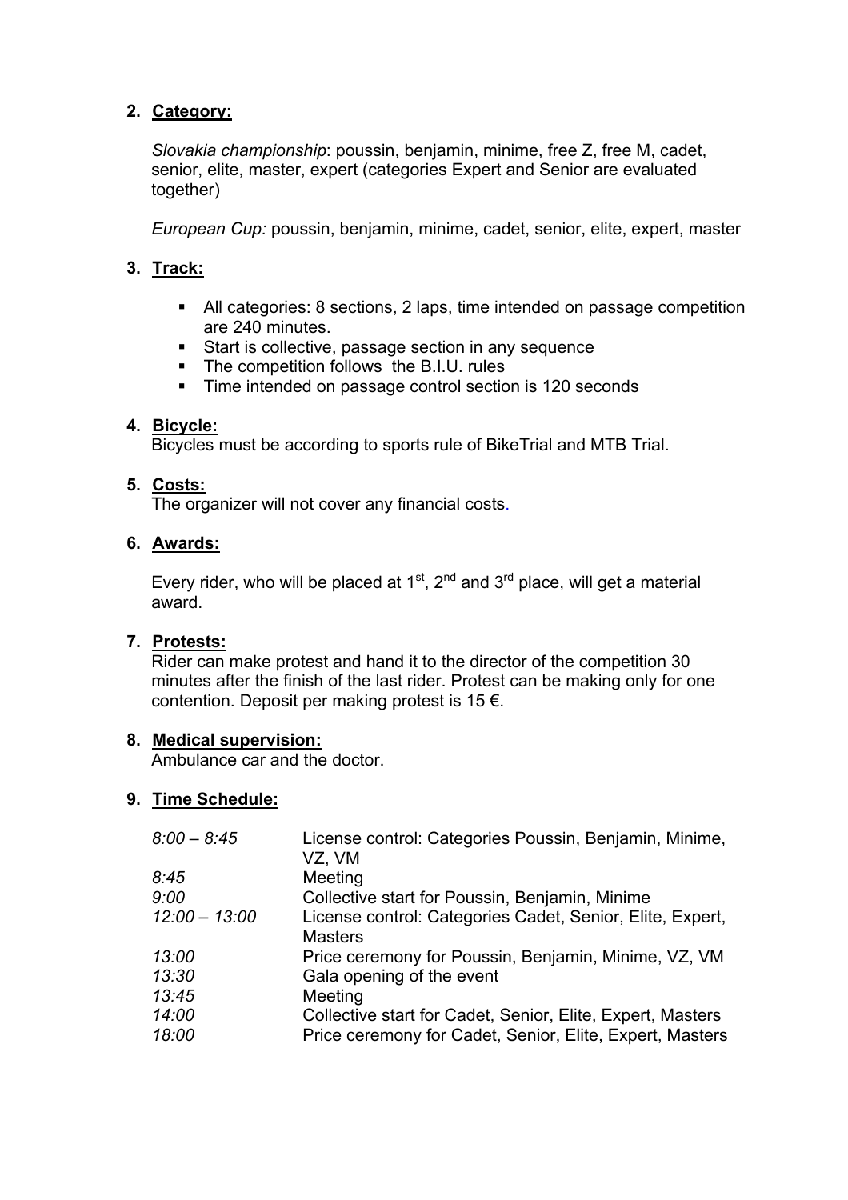## 2. Category:

*Slovakia championship*: poussin, benjamin, minime, free Z, free M, cadet, senior, elite, master, expert (categories Expert and Senior are evaluated together)

*European Cup:* poussin, benjamin, minime, cadet, senior, elite, expert, master

## 3. Track:

- All categories: 8 sections, 2 laps, time intended on passage competition are 240 minutes.
- Start is collective, passage section in any sequence
- The competition follows the B.I.U. rules
- Time intended on passage control section is 120 seconds

## 4. Bicycle:

Bicycles must be according to sports rule of BikeTrial and MTB Trial.

## 5. Costs:

The organizer will not cover any financial costs.

## 6. Awards:

Every rider, who will be placed at 1st, 2nd and 3rd place, will get a material award.

## 7. Protests:

Rider can make protest and hand it to the director of the competition 30 minutes after the finish of the last rider. Protest can be making only for one contention. Deposit per making protest is 15 €.

## 8. Medical supervision:

Ambulance car and the doctor.

## 9. Time Schedule:

| | |
|---|---|
| *8:00 – 8:45* | License control: Categories Poussin, Benjamin, Minime, VZ, VM |
| *8:45* | Meeting |
| *9:00* | Collective start for Poussin, Benjamin, Minime |
| *12:00 – 13:00* | License control: Categories Cadet, Senior, Elite, Expert, Masters |
| *13:00* | Price ceremony for Poussin, Benjamin, Minime, VZ, VM |
| *13:30* | Gala opening of the event |
| *13:45* | Meeting |
| *14:00* | Collective start for Cadet, Senior, Elite, Expert, Masters |
| *18:00* | Price ceremony for Cadet, Senior, Elite, Expert, Masters |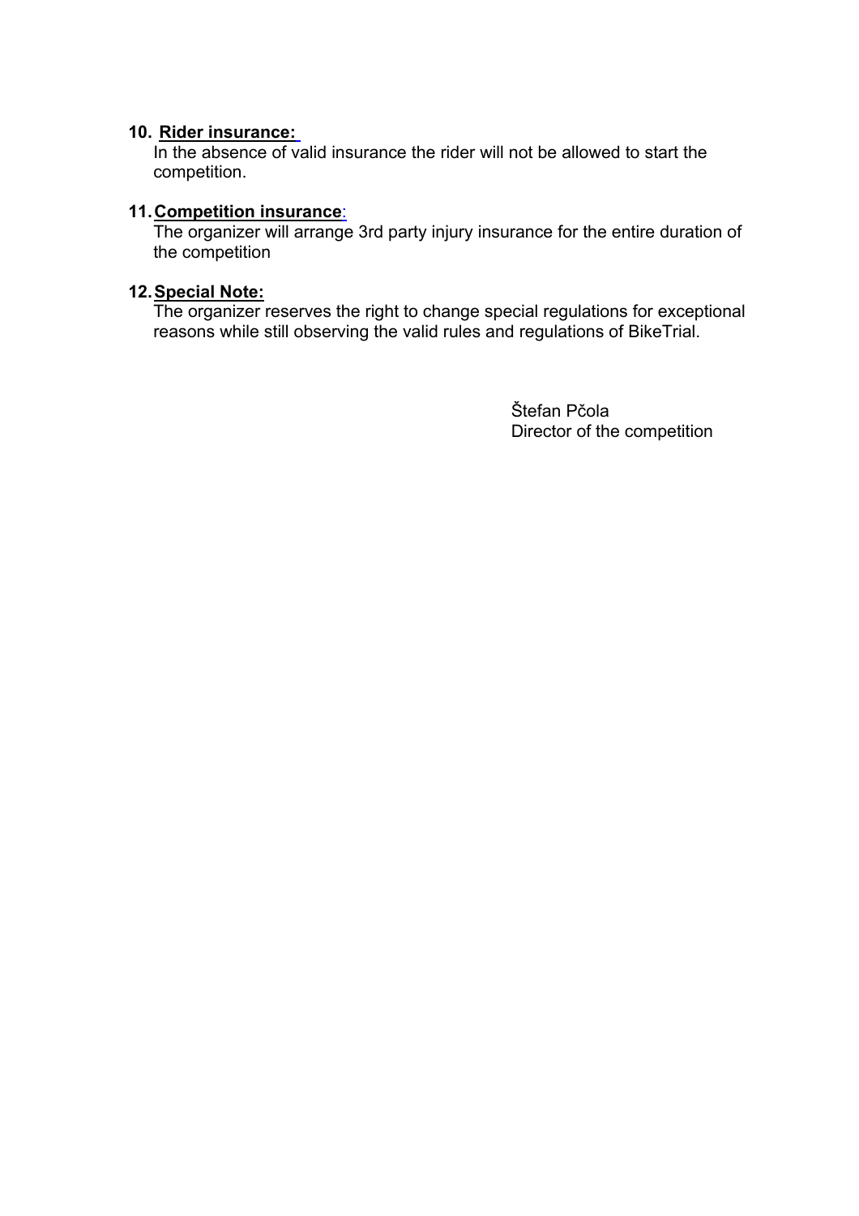10. **Rider insurance:**
    In the absence of valid insurance the rider will not be allowed to start the competition.

11. **Competition insurance**:
    The organizer will arrange 3rd party injury insurance for the entire duration of the competition

12. **Special Note:**
    The organizer reserves the right to change special regulations for exceptional reasons while still observing the valid rules and regulations of BikeTrial.

Štefan Pčola
Director of the competition